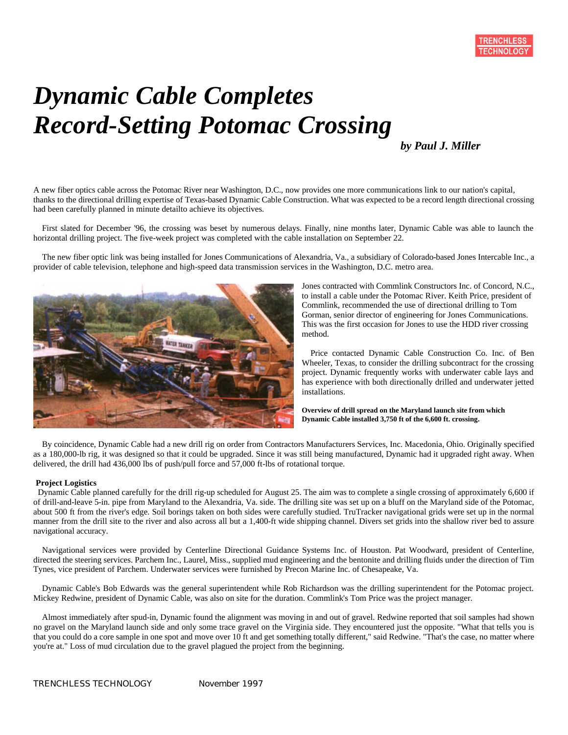# *Dynamic Cable Completes Record-Setting Potomac Crossing*

***by Paul J. Miller***

A new fiber optics cable across the Potomac River near Washington, D.C., now provides one more communications link to our nation's capital, thanks to the directional drilling expertise of Texas-based Dynamic Cable Construction. What was expected to be a record length directional crossing had been carefully planned in minute detailto achieve its objectives.

First slated for December '96, the crossing was beset by numerous delays. Finally, nine months later, Dynamic Cable was able to launch the horizontal drilling project. The five-week project was completed with the cable installation on September 22.

The new fiber optic link was being installed for Jones Communications of Alexandria, Va., a subsidiary of Colorado-based Jones Intercable Inc., a provider of cable television, telephone and high-speed data transmission services in the Washington, D.C. metro area.

Jones contracted with Commlink Constructors Inc. of Concord, N.C., to install a cable under the Potomac River. Keith Price, president of Commlink, recommended the use of directional drilling to Tom Gorman, senior director of engineering for Jones Communications. This was the first occasion for Jones to use the HDD river crossing method.

Price contacted Dynamic Cable Construction Co. Inc. of Ben Wheeler, Texas, to consider the drilling subcontract for the crossing project. Dynamic frequently works with underwater cable lays and has experience with both directionally drilled and underwater jetted installations.

**Overview of drill spread on the Maryland launch site from which Dynamic Cable installed 3,750 ft of the 6,600 ft. crossing.**

By coincidence, Dynamic Cable had a new drill rig on order from Contractors Manufacturers Services, Inc. Macedonia, Ohio. Originally specified as a 180,000-lb rig, it was designed so that it could be upgraded. Since it was still being manufactured, Dynamic had it upgraded right away. When delivered, the drill had 436,000 lbs of push/pull force and 57,000 ft-lbs of rotational torque.

**Project Logistics**

Dynamic Cable planned carefully for the drill rig-up scheduled for August 25. The aim was to complete a single crossing of approximately 6,600 if of drill-and-leave 5-in. pipe from Maryland to the Alexandria, Va. side. The drilling site was set up on a bluff on the Maryland side of the Potomac, about 500 ft from the river's edge. Soil borings taken on both sides were carefully studied. TruTracker navigational grids were set up in the normal manner from the drill site to the river and also across all but a 1,400-ft wide shipping channel. Divers set grids into the shallow river bed to assure navigational accuracy.

Navigational services were provided by Centerline Directional Guidance Systems Inc. of Houston. Pat Woodward, president of Centerline, directed the steering services. Parchem Inc., Laurel, Miss., supplied mud engineering and the bentonite and drilling fluids under the direction of Tim Tynes, vice president of Parchem. Underwater services were furnished by Precon Marine Inc. of Chesapeake, Va.

Dynamic Cable's Bob Edwards was the general superintendent while Rob Richardson was the drilling superintendent for the Potomac project. Mickey Redwine, president of Dynamic Cable, was also on site for the duration. Commlink's Tom Price was the project manager.

Almost immediately after spud-in, Dynamic found the alignment was moving in and out of gravel. Redwine reported that soil samples had shown no gravel on the Maryland launch side and only some trace gravel on the Virginia side. They encountered just the opposite. "What that tells you is that you could do a core sample in one spot and move over 10 ft and get something totally different," said Redwine. "That's the case, no matter where you're at." Loss of mud circulation due to the gravel plagued the project from the beginning.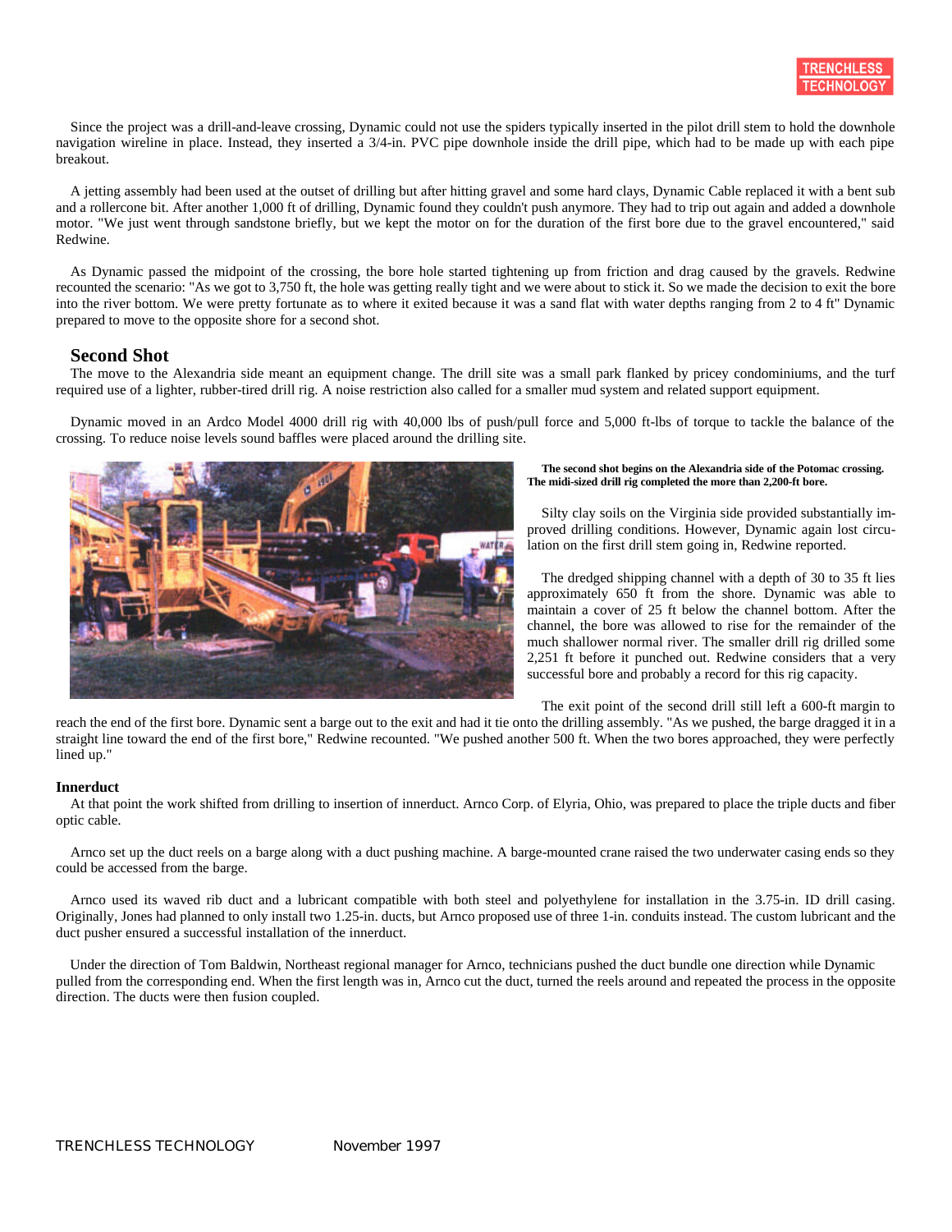Since the project was a drill-and-leave crossing, Dynamic could not use the spiders typically inserted in the pilot drill stem to hold the downhole navigation wireline in place. Instead, they inserted a 3/4-in. PVC pipe downhole inside the drill pipe, which had to be made up with each pipe breakout.

A jetting assembly had been used at the outset of drilling but after hitting gravel and some hard clays, Dynamic Cable replaced it with a bent sub and a rollercone bit. After another 1,000 ft of drilling, Dynamic found they couldn't push anymore. They had to trip out again and added a downhole motor. "We just went through sandstone briefly, but we kept the motor on for the duration of the first bore due to the gravel encountered," said Redwine.

As Dynamic passed the midpoint of the crossing, the bore hole started tightening up from friction and drag caused by the gravels. Redwine recounted the scenario: "As we got to 3,750 ft, the hole was getting really tight and we were about to stick it. So we made the decision to exit the bore into the river bottom. We were pretty fortunate as to where it exited because it was a sand flat with water depths ranging from 2 to 4 ft" Dynamic prepared to move to the opposite shore for a second shot.

## Second Shot

The move to the Alexandria side meant an equipment change. The drill site was a small park flanked by pricey condominiums, and the turf required use of a lighter, rubber-tired drill rig. A noise restriction also called for a smaller mud system and related support equipment.

Dynamic moved in an Ardco Model 4000 drill rig with 40,000 lbs of push/pull force and 5,000 ft-lbs of torque to tackle the balance of the crossing. To reduce noise levels sound baffles were placed around the drilling site.

**The second shot begins on the Alexandria side of the Potomac crossing. The midi-sized drill rig completed the more than 2,200-ft bore.**

Silty clay soils on the Virginia side provided substantially improved drilling conditions. However, Dynamic again lost circulation on the first drill stem going in, Redwine reported.

The dredged shipping channel with a depth of 30 to 35 ft lies approximately 650 ft from the shore. Dynamic was able to maintain a cover of 25 ft below the channel bottom. After the channel, the bore was allowed to rise for the remainder of the much shallower normal river. The smaller drill rig drilled some 2,251 ft before it punched out. Redwine considers that a very successful bore and probably a record for this rig capacity.

The exit point of the second drill still left a 600-ft margin to reach the end of the first bore. Dynamic sent a barge out to the exit and had it tie onto the drilling assembly. "As we pushed, the barge dragged it in a straight line toward the end of the first bore," Redwine recounted. "We pushed another 500 ft. When the two bores approached, they were perfectly lined up."

### Innerduct

At that point the work shifted from drilling to insertion of innerduct. Arnco Corp. of Elyria, Ohio, was prepared to place the triple ducts and fiber optic cable.

Arnco set up the duct reels on a barge along with a duct pushing machine. A barge-mounted crane raised the two underwater casing ends so they could be accessed from the barge.

Arnco used its waved rib duct and a lubricant compatible with both steel and polyethylene for installation in the 3.75-in. ID drill casing. Originally, Jones had planned to only install two 1.25-in. ducts, but Arnco proposed use of three 1-in. conduits instead. The custom lubricant and the duct pusher ensured a successful installation of the innerduct.

Under the direction of Tom Baldwin, Northeast regional manager for Arnco, technicians pushed the duct bundle one direction while Dynamic pulled from the corresponding end. When the first length was in, Arnco cut the duct, turned the reels around and repeated the process in the opposite direction. The ducts were then fusion coupled.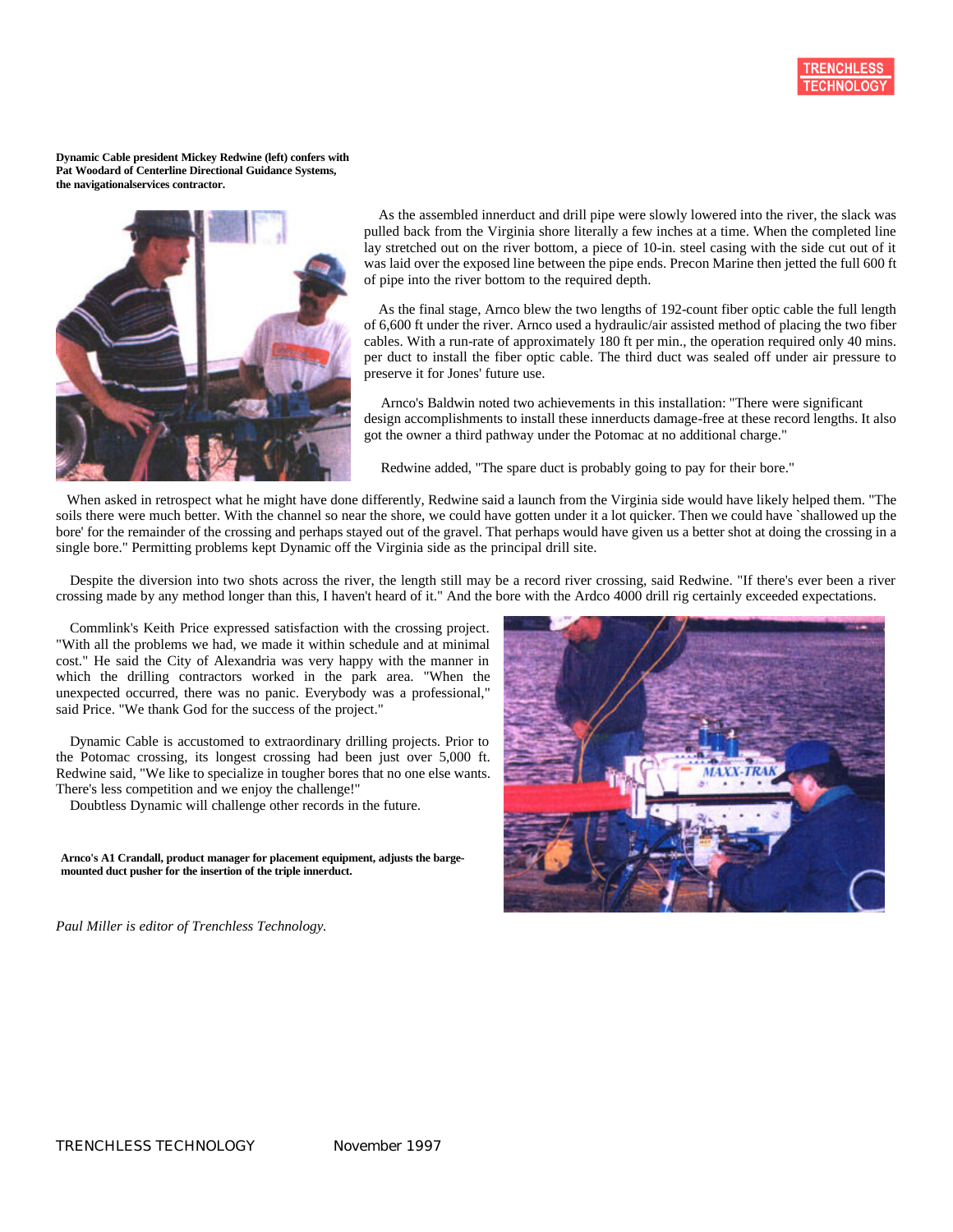**Dynamic Cable president Mickey Redwine (left) confers with Pat Woodard of Centerline Directional Guidance Systems, the navigationalservices contractor.**

As the assembled innerduct and drill pipe were slowly lowered into the river, the slack was pulled back from the Virginia shore literally a few inches at a time. When the completed line lay stretched out on the river bottom, a piece of 10-in. steel casing with the side cut out of it was laid over the exposed line between the pipe ends. Precon Marine then jetted the full 600 ft of pipe into the river bottom to the required depth.

As the final stage, Arnco blew the two lengths of 192-count fiber optic cable the full length of 6,600 ft under the river. Arnco used a hydraulic/air assisted method of placing the two fiber cables. With a run-rate of approximately 180 ft per min., the operation required only 40 mins. per duct to install the fiber optic cable. The third duct was sealed off under air pressure to preserve it for Jones' future use.

Arnco's Baldwin noted two achievements in this installation: "There were significant design accomplishments to install these innerducts damage-free at these record lengths. It also got the owner a third pathway under the Potomac at no additional charge."

Redwine added, "The spare duct is probably going to pay for their bore."

When asked in retrospect what he might have done differently, Redwine said a launch from the Virginia side would have likely helped them. "The soils there were much better. With the channel so near the shore, we could have gotten under it a lot quicker. Then we could have `shallowed up the bore' for the remainder of the crossing and perhaps stayed out of the gravel. That perhaps would have given us a better shot at doing the crossing in a single bore." Permitting problems kept Dynamic off the Virginia side as the principal drill site.

Despite the diversion into two shots across the river, the length still may be a record river crossing, said Redwine. "If there's ever been a river crossing made by any method longer than this, I haven't heard of it." And the bore with the Ardco 4000 drill rig certainly exceeded expectations.

Commlink's Keith Price expressed satisfaction with the crossing project. "With all the problems we had, we made it within schedule and at minimal cost." He said the City of Alexandria was very happy with the manner in which the drilling contractors worked in the park area. "When the unexpected occurred, there was no panic. Everybody was a professional," said Price. "We thank God for the success of the project."

Dynamic Cable is accustomed to extraordinary drilling projects. Prior to the Potomac crossing, its longest crossing had been just over 5,000 ft. Redwine said, "We like to specialize in tougher bores that no one else wants. There's less competition and we enjoy the challenge!"

Doubtless Dynamic will challenge other records in the future.

**Arnco's A1 Crandall, product manager for placement equipment, adjusts the barge-mounted duct pusher for the insertion of the triple innerduct.**

*Paul Miller is editor of Trenchless Technology.*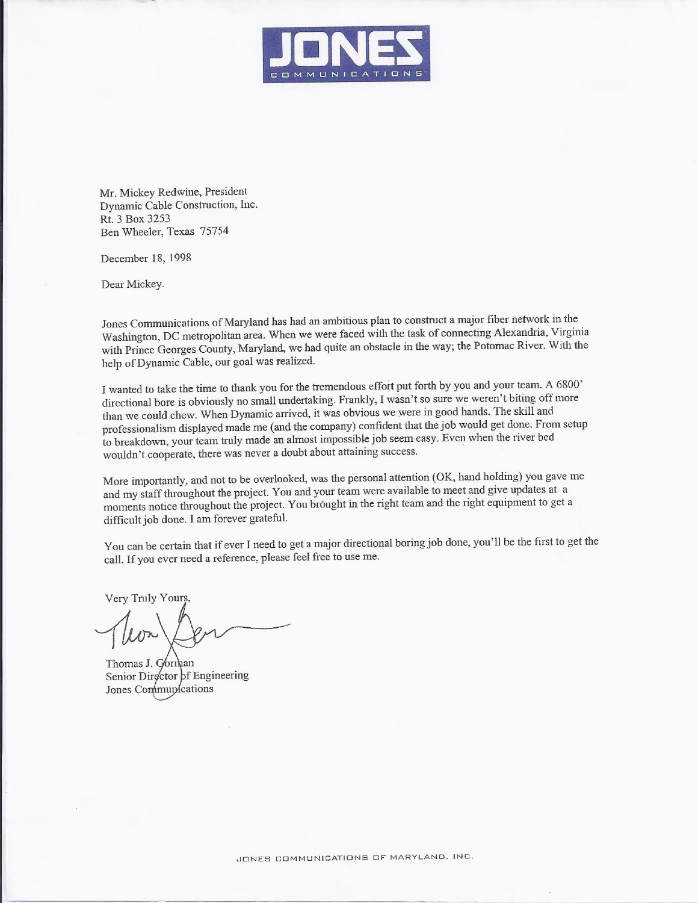**JONES**
COMMUNICATIONS

Mr. Mickey Redwine, President
Dynamic Cable Construction, Inc.
Rt. 3 Box 3253
Ben Wheeler, Texas 75754

December 18, 1998

Dear Mickey.

Jones Communications of Maryland has had an ambitious plan to construct a major fiber network in the Washington, DC metropolitan area. When we were faced with the task of connecting Alexandria, Virginia with Prince Georges County, Maryland, we had quite an obstacle in the way; the Potomac River. With the help of Dynamic Cable, our goal was realized.

I wanted to take the time to thank you for the tremendous effort put forth by you and your team. A 6800' directional bore is obviously no small undertaking. Frankly, I wasn't so sure we weren't biting off more than we could chew. When Dynamic arrived, it was obvious we were in good hands. The skill and professionalism displayed made me (and the company) confident that the job would get done. From setup to breakdown, your team truly made an almost impossible job seem easy. Even when the river bed wouldn't cooperate, there was never a doubt about attaining success.

More importantly, and not to be overlooked, was the personal attention (OK, hand holding) you gave me and my staff throughout the project. You and your team were available to meet and give updates at a moments notice throughout the project. You brought in the right team and the right equipment to get a difficult job done. I am forever grateful.

You can be certain that if ever I need to get a major directional boring job done, you'll be the first to get the call. If you ever need a reference, please feel free to use me.

Very Truly Yours,

Thomas J. Gorman
Senior Director of Engineering
Jones Communications

JONES COMMUNICATIONS OF MARYLAND, INC.